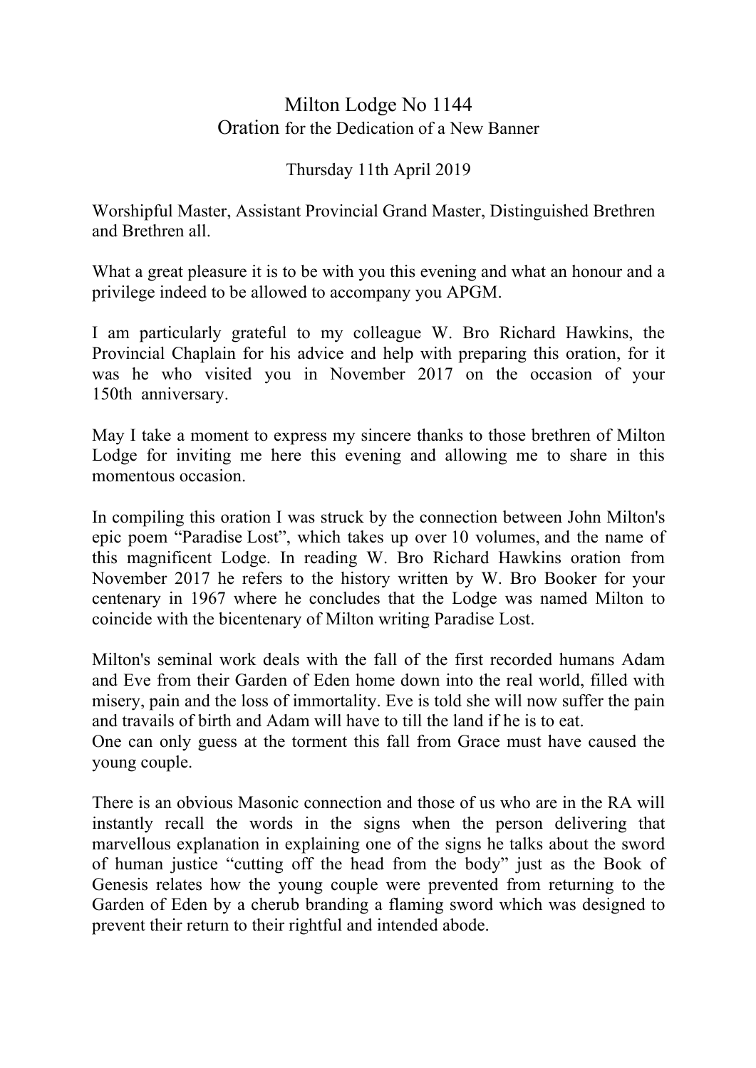# Milton Lodge No 1144

## Oration for the Dedication of a New Banner

Thursday 11th April 2019

Worshipful Master, Assistant Provincial Grand Master, Distinguished Brethren and Brethren all.

What a great pleasure it is to be with you this evening and what an honour and a privilege indeed to be allowed to accompany you APGM.

I am particularly grateful to my colleague W. Bro Richard Hawkins, the Provincial Chaplain for his advice and help with preparing this oration, for it was he who visited you in November 2017 on the occasion of your 150th anniversary.

May I take a moment to express my sincere thanks to those brethren of Milton Lodge for inviting me here this evening and allowing me to share in this momentous occasion.

In compiling this oration I was struck by the connection between John Milton's epic poem "Paradise Lost", which takes up over 10 volumes, and the name of this magnificent Lodge. In reading W. Bro Richard Hawkins oration from November 2017 he refers to the history written by W. Bro Booker for your centenary in 1967 where he concludes that the Lodge was named Milton to coincide with the bicentenary of Milton writing Paradise Lost.

Milton's seminal work deals with the fall of the first recorded humans Adam and Eve from their Garden of Eden home down into the real world, filled with misery, pain and the loss of immortality. Eve is told she will now suffer the pain and travails of birth and Adam will have to till the land if he is to eat.
One can only guess at the torment this fall from Grace must have caused the young couple.

There is an obvious Masonic connection and those of us who are in the RA will instantly recall the words in the signs when the person delivering that marvellous explanation in explaining one of the signs he talks about the sword of human justice "cutting off the head from the body" just as the Book of Genesis relates how the young couple were prevented from returning to the Garden of Eden by a cherub branding a flaming sword which was designed to prevent their return to their rightful and intended abode.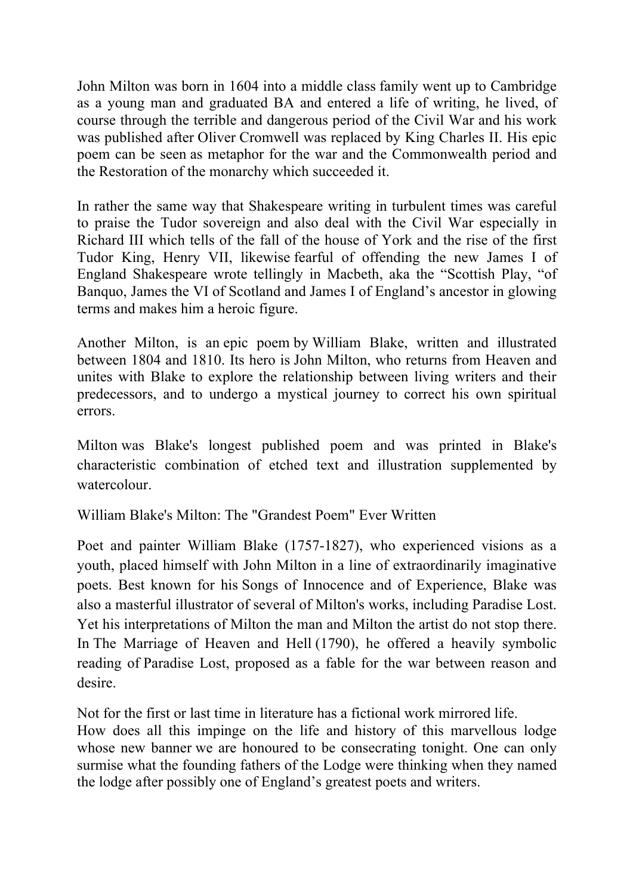John Milton was born in 1604 into a middle class family went up to Cambridge as a young man and graduated BA and entered a life of writing, he lived, of course through the terrible and dangerous period of the Civil War and his work was published after Oliver Cromwell was replaced by King Charles II. His epic poem can be seen as metaphor for the war and the Commonwealth period and the Restoration of the monarchy which succeeded it.

In rather the same way that Shakespeare writing in turbulent times was careful to praise the Tudor sovereign and also deal with the Civil War especially in Richard III which tells of the fall of the house of York and the rise of the first Tudor King, Henry VII, likewise fearful of offending the new James I of England Shakespeare wrote tellingly in Macbeth, aka the "Scottish Play, "of Banquo, James the VI of Scotland and James I of England's ancestor in glowing terms and makes him a heroic figure.

Another Milton, is an epic poem by William Blake, written and illustrated between 1804 and 1810. Its hero is John Milton, who returns from Heaven and unites with Blake to explore the relationship between living writers and their predecessors, and to undergo a mystical journey to correct his own spiritual errors.

Milton was Blake's longest published poem and was printed in Blake's characteristic combination of etched text and illustration supplemented by watercolour.

William Blake's Milton: The "Grandest Poem" Ever Written

Poet and painter William Blake (1757-1827), who experienced visions as a youth, placed himself with John Milton in a line of extraordinarily imaginative poets. Best known for his Songs of Innocence and of Experience, Blake was also a masterful illustrator of several of Milton's works, including Paradise Lost. Yet his interpretations of Milton the man and Milton the artist do not stop there. In The Marriage of Heaven and Hell (1790), he offered a heavily symbolic reading of Paradise Lost, proposed as a fable for the war between reason and desire.

Not for the first or last time in literature has a fictional work mirrored life.
How does all this impinge on the life and history of this marvellous lodge whose new banner we are honoured to be consecrating tonight. One can only surmise what the founding fathers of the Lodge were thinking when they named the lodge after possibly one of England's greatest poets and writers.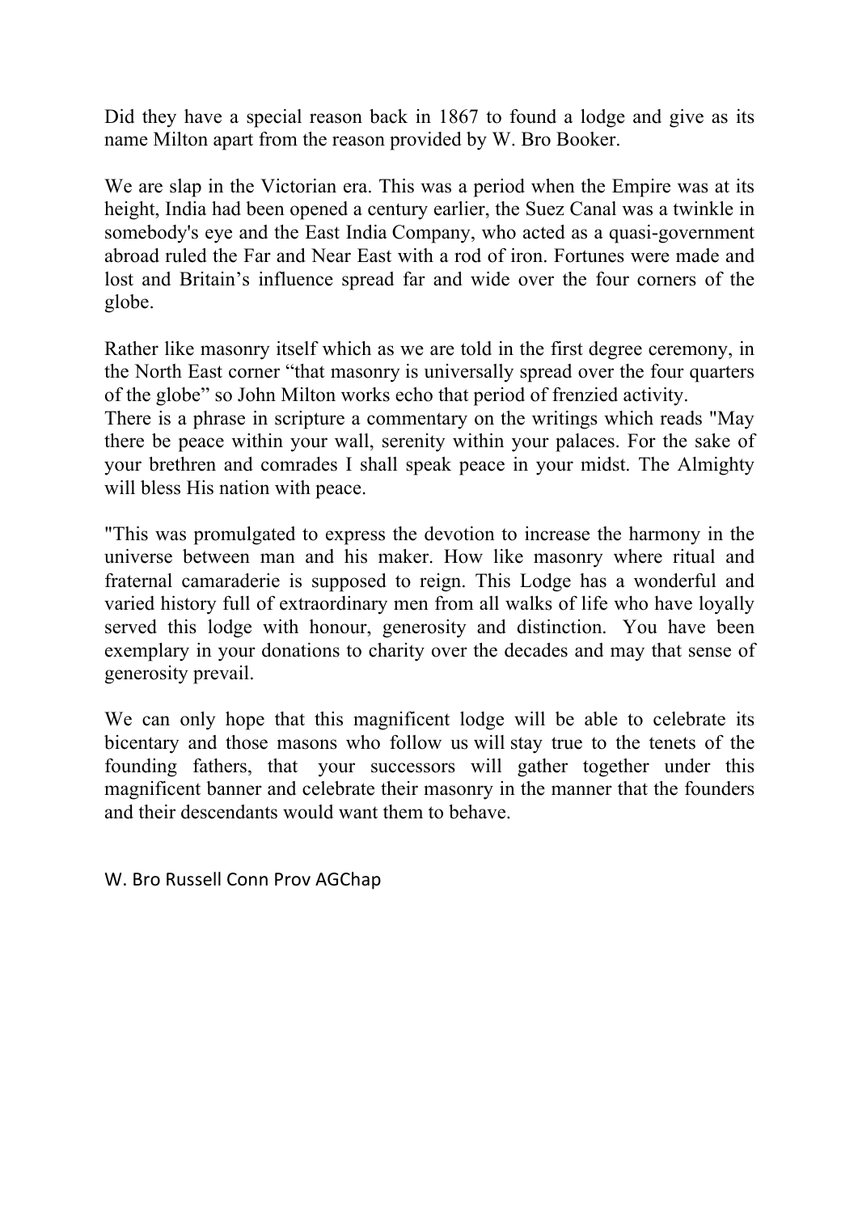Did they have a special reason back in 1867 to found a lodge and give as its name Milton apart from the reason provided by W. Bro Booker.

We are slap in the Victorian era. This was a period when the Empire was at its height, India had been opened a century earlier, the Suez Canal was a twinkle in somebody's eye and the East India Company, who acted as a quasi-government abroad ruled the Far and Near East with a rod of iron. Fortunes were made and lost and Britain's influence spread far and wide over the four corners of the globe.

Rather like masonry itself which as we are told in the first degree ceremony, in the North East corner "that masonry is universally spread over the four quarters of the globe" so John Milton works echo that period of frenzied activity.
There is a phrase in scripture a commentary on the writings which reads "May there be peace within your wall, serenity within your palaces. For the sake of your brethren and comrades I shall speak peace in your midst. The Almighty will bless His nation with peace.

"This was promulgated to express the devotion to increase the harmony in the universe between man and his maker. How like masonry where ritual and fraternal camaraderie is supposed to reign. This Lodge has a wonderful and varied history full of extraordinary men from all walks of life who have loyally served this lodge with honour, generosity and distinction. You have been exemplary in your donations to charity over the decades and may that sense of generosity prevail.

We can only hope that this magnificent lodge will be able to celebrate its bicentary and those masons who follow us will stay true to the tenets of the founding fathers, that your successors will gather together under this magnificent banner and celebrate their masonry in the manner that the founders and their descendants would want them to behave.

W. Bro Russell Conn Prov AGChap